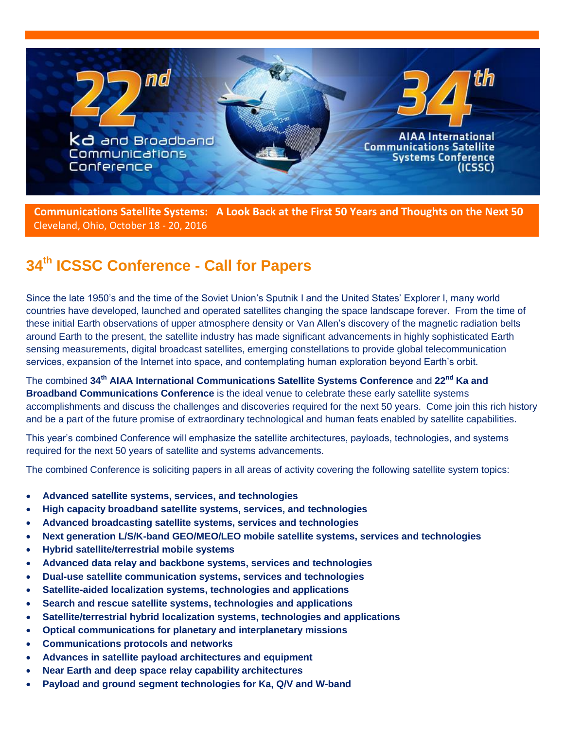22nd Ka and Broadband Communications Conference

34th AIAA International Communications Satellite Systems Conference (ICSSC)

**Communications Satellite Systems: A Look Back at the First 50 Years and Thoughts on the Next 50**
Cleveland, Ohio, October 18 - 20, 2016

# 34th ICSSC Conference - Call for Papers

Since the late 1950's and the time of the Soviet Union's Sputnik I and the United States' Explorer I, many world countries have developed, launched and operated satellites changing the space landscape forever. From the time of these initial Earth observations of upper atmosphere density or Van Allen's discovery of the magnetic radiation belts around Earth to the present, the satellite industry has made significant advancements in highly sophisticated Earth sensing measurements, digital broadcast satellites, emerging constellations to provide global telecommunication services, expansion of the Internet into space, and contemplating human exploration beyond Earth's orbit.

The combined **34th AIAA International Communications Satellite Systems Conference** and **22nd Ka and Broadband Communications Conference** is the ideal venue to celebrate these early satellite systems accomplishments and discuss the challenges and discoveries required for the next 50 years. Come join this rich history and be a part of the future promise of extraordinary technological and human feats enabled by satellite capabilities.

This year's combined Conference will emphasize the satellite architectures, payloads, technologies, and systems required for the next 50 years of satellite and systems advancements.

The combined Conference is soliciting papers in all areas of activity covering the following satellite system topics:

- **Advanced satellite systems, services, and technologies**
- **High capacity broadband satellite systems, services, and technologies**
- **Advanced broadcasting satellite systems, services and technologies**
- **Next generation L/S/K-band GEO/MEO/LEO mobile satellite systems, services and technologies**
- **Hybrid satellite/terrestrial mobile systems**
- **Advanced data relay and backbone systems, services and technologies**
- **Dual-use satellite communication systems, services and technologies**
- **Satellite-aided localization systems, technologies and applications**
- **Search and rescue satellite systems, technologies and applications**
- **Satellite/terrestrial hybrid localization systems, technologies and applications**
- **Optical communications for planetary and interplanetary missions**
- **Communications protocols and networks**
- **Advances in satellite payload architectures and equipment**
- **Near Earth and deep space relay capability architectures**
- **Payload and ground segment technologies for Ka, Q/V and W-band**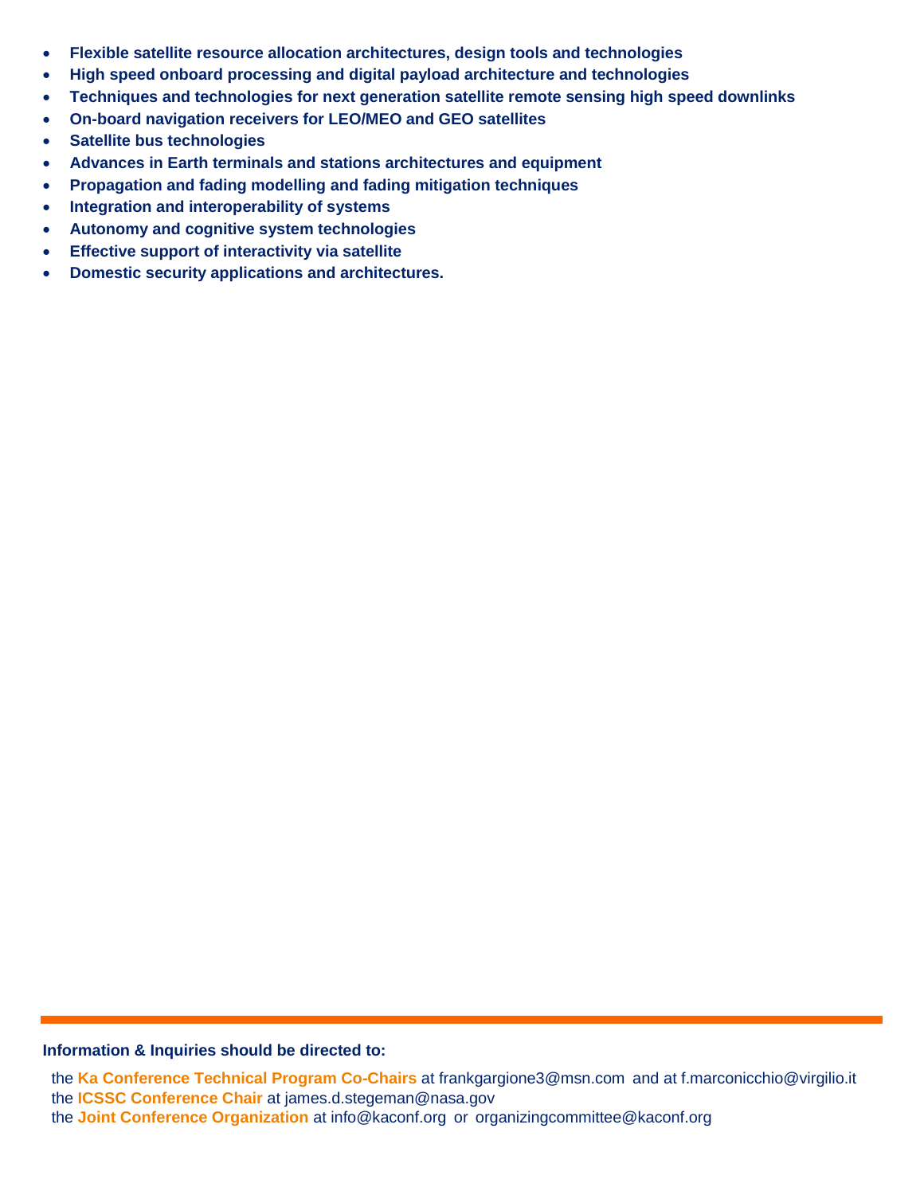- **Flexible satellite resource allocation architectures, design tools and technologies**
- **High speed onboard processing and digital payload architecture and technologies**
- **Techniques and technologies for next generation satellite remote sensing high speed downlinks**
- **On-board navigation receivers for LEO/MEO and GEO satellites**
- **Satellite bus technologies**
- **Advances in Earth terminals and stations architectures and equipment**
- **Propagation and fading modelling and fading mitigation techniques**
- **Integration and interoperability of systems**
- **Autonomy and cognitive system technologies**
- **Effective support of interactivity via satellite**
- **Domestic security applications and architectures.**

---

**Information & Inquiries should be directed to:**

the **Ka Conference Technical Program Co-Chairs** at frankgargione3@msn.com and at f.marconicchio@virgilio.it
the **ICSSC Conference Chair** at james.d.stegeman@nasa.gov
the **Joint Conference Organization** at info@kaconf.org or organizingcommittee@kaconf.org